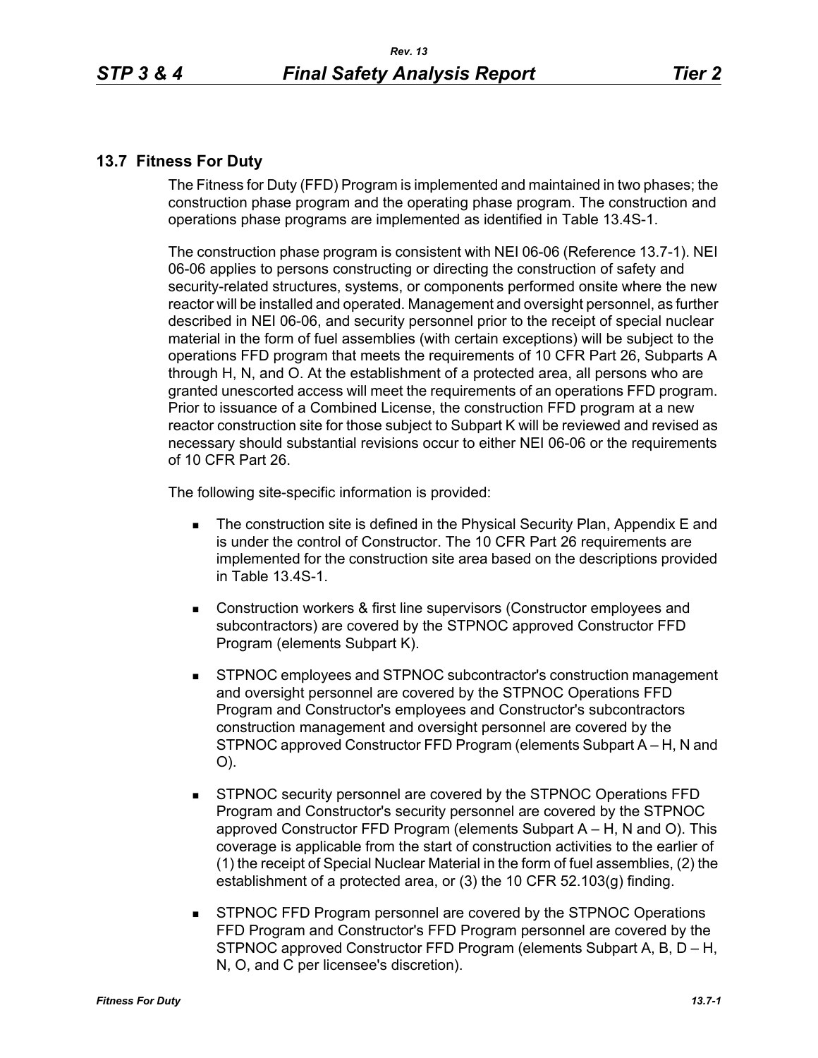## 13.7 Fitness For Duty

The Fitness for Duty (FFD) Program is implemented and maintained in two phases; the construction phase program and the operating phase program. The construction and operations phase programs are implemented as identified in Table 13.4S-1.

The construction phase program is consistent with NEI 06-06 (Reference 13.7-1). NEI 06-06 applies to persons constructing or directing the construction of safety and security-related structures, systems, or components performed onsite where the new reactor will be installed and operated. Management and oversight personnel, as further described in NEI 06-06, and security personnel prior to the receipt of special nuclear material in the form of fuel assemblies (with certain exceptions) will be subject to the operations FFD program that meets the requirements of 10 CFR Part 26, Subparts A through H, N, and O. At the establishment of a protected area, all persons who are granted unescorted access will meet the requirements of an operations FFD program. Prior to issuance of a Combined License, the construction FFD program at a new reactor construction site for those subject to Subpart K will be reviewed and revised as necessary should substantial revisions occur to either NEI 06-06 or the requirements of 10 CFR Part 26.

The following site-specific information is provided:

- The construction site is defined in the Physical Security Plan, Appendix E and is under the control of Constructor. The 10 CFR Part 26 requirements are implemented for the construction site area based on the descriptions provided in Table 13.4S-1.
- Construction workers & first line supervisors (Constructor employees and subcontractors) are covered by the STPNOC approved Constructor FFD Program (elements Subpart K).
- STPNOC employees and STPNOC subcontractor's construction management and oversight personnel are covered by the STPNOC Operations FFD Program and Constructor's employees and Constructor's subcontractors construction management and oversight personnel are covered by the STPNOC approved Constructor FFD Program (elements Subpart A – H, N and O).
- STPNOC security personnel are covered by the STPNOC Operations FFD Program and Constructor's security personnel are covered by the STPNOC approved Constructor FFD Program (elements Subpart A – H, N and O). This coverage is applicable from the start of construction activities to the earlier of (1) the receipt of Special Nuclear Material in the form of fuel assemblies, (2) the establishment of a protected area, or (3) the 10 CFR 52.103(g) finding.
- STPNOC FFD Program personnel are covered by the STPNOC Operations FFD Program and Constructor's FFD Program personnel are covered by the STPNOC approved Constructor FFD Program (elements Subpart A, B, D – H, N, O, and C per licensee's discretion).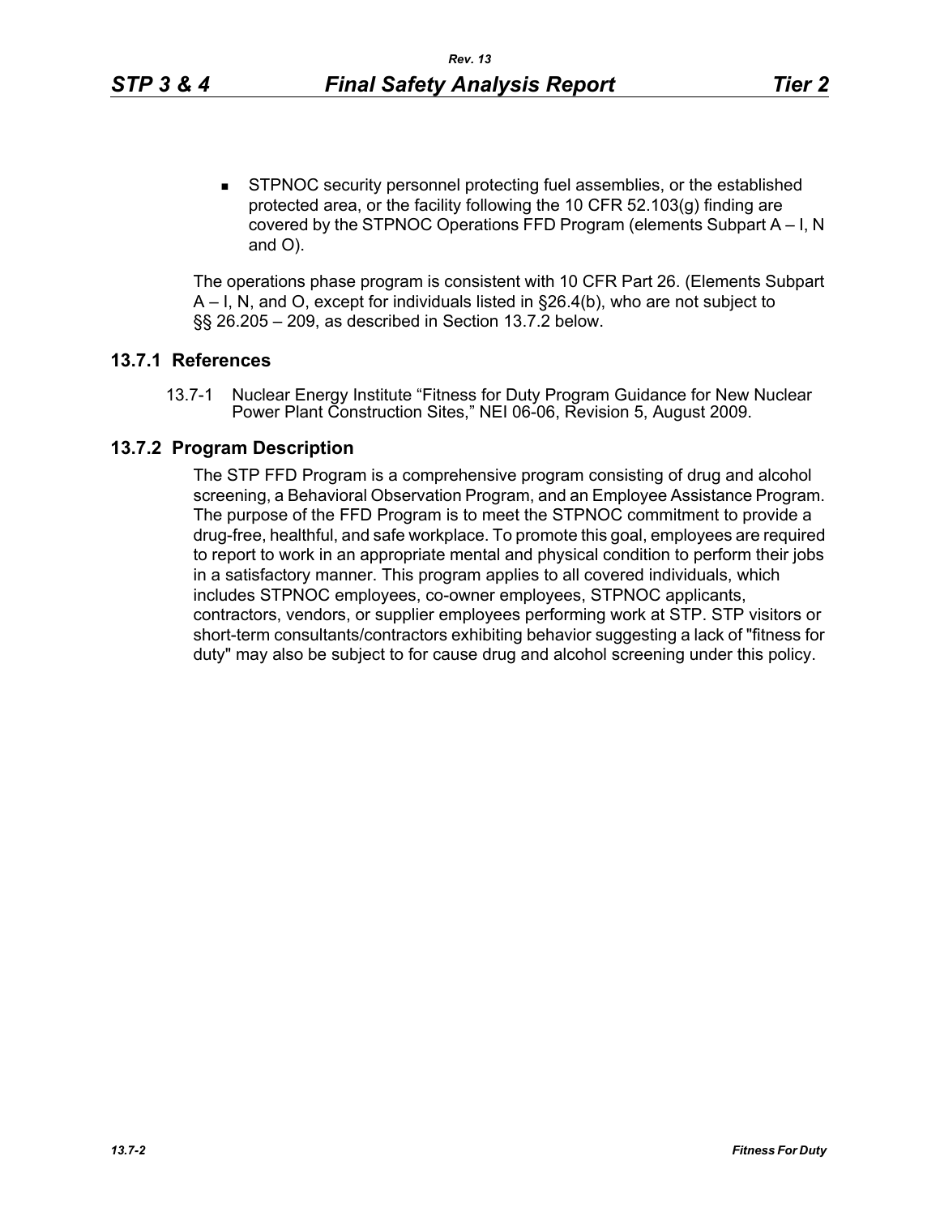- STPNOC security personnel protecting fuel assemblies, or the established protected area, or the facility following the 10 CFR 52.103(g) finding are covered by the STPNOC Operations FFD Program (elements Subpart A – I, N and O).

The operations phase program is consistent with 10 CFR Part 26. (Elements Subpart A – I, N, and O, except for individuals listed in §26.4(b), who are not subject to §§ 26.205 – 209, as described in Section 13.7.2 below.

## 13.7.1 References

13.7-1 Nuclear Energy Institute “Fitness for Duty Program Guidance for New Nuclear Power Plant Construction Sites,” NEI 06-06, Revision 5, August 2009.

## 13.7.2 Program Description

The STP FFD Program is a comprehensive program consisting of drug and alcohol screening, a Behavioral Observation Program, and an Employee Assistance Program. The purpose of the FFD Program is to meet the STPNOC commitment to provide a drug-free, healthful, and safe workplace. To promote this goal, employees are required to report to work in an appropriate mental and physical condition to perform their jobs in a satisfactory manner. This program applies to all covered individuals, which includes STPNOC employees, co-owner employees, STPNOC applicants, contractors, vendors, or supplier employees performing work at STP. STP visitors or short-term consultants/contractors exhibiting behavior suggesting a lack of "fitness for duty" may also be subject to for cause drug and alcohol screening under this policy.